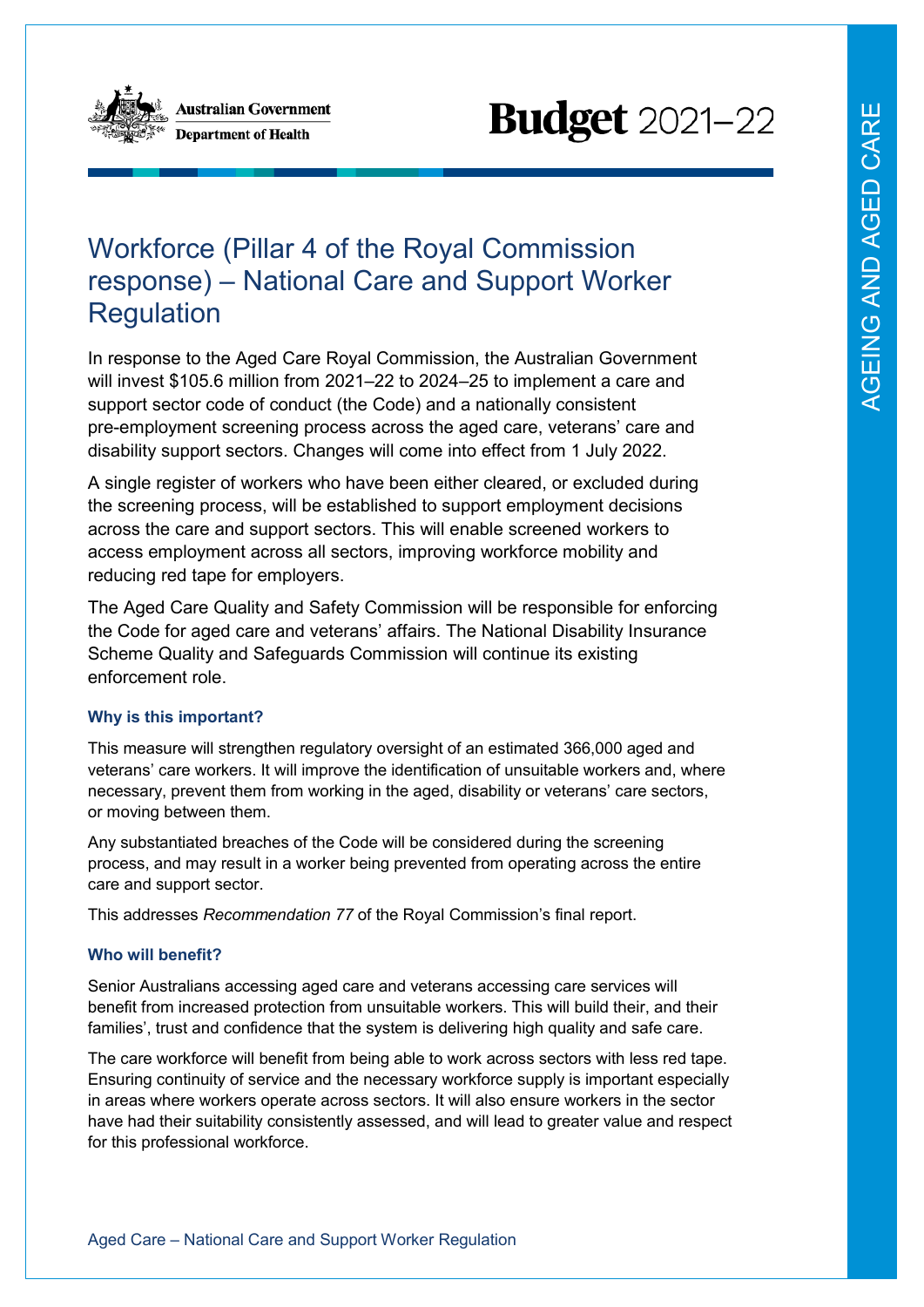# Workforce (Pillar 4 of the Royal Commission response) – National Care and Support Worker Regulation

In response to the Aged Care Royal Commission, the Australian Government will invest $105.6 million from 2021–22 to 2024–25 to implement a care and support sector code of conduct (the Code) and a nationally consistent pre-employment screening process across the aged care, veterans' care and disability support sectors. Changes will come into effect from 1 July 2022.

A single register of workers who have been either cleared, or excluded during the screening process, will be established to support employment decisions across the care and support sectors. This will enable screened workers to access employment across all sectors, improving workforce mobility and reducing red tape for employers.

The Aged Care Quality and Safety Commission will be responsible for enforcing the Code for aged care and veterans' affairs. The National Disability Insurance Scheme Quality and Safeguards Commission will continue its existing enforcement role.

### Why is this important?

This measure will strengthen regulatory oversight of an estimated 366,000 aged and veterans' care workers. It will improve the identification of unsuitable workers and, where necessary, prevent them from working in the aged, disability or veterans' care sectors, or moving between them.

Any substantiated breaches of the Code will be considered during the screening process, and may result in a worker being prevented from operating across the entire care and support sector.

This addresses *Recommendation 77* of the Royal Commission's final report.

### Who will benefit?

Senior Australians accessing aged care and veterans accessing care services will benefit from increased protection from unsuitable workers. This will build their, and their families', trust and confidence that the system is delivering high quality and safe care.

The care workforce will benefit from being able to work across sectors with less red tape. Ensuring continuity of service and the necessary workforce supply is important especially in areas where workers operate across sectors. It will also ensure workers in the sector have had their suitability consistently assessed, and will lead to greater value and respect for this professional workforce.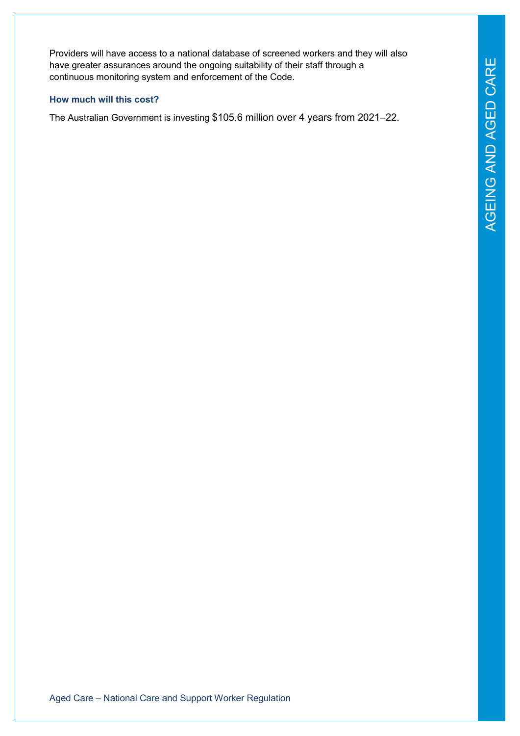Providers will have access to a national database of screened workers and they will also have greater assurances around the ongoing suitability of their staff through a continuous monitoring system and enforcement of the Code.

### How much will this cost?

The Australian Government is investing $105.6 million over 4 years from 2021–22.